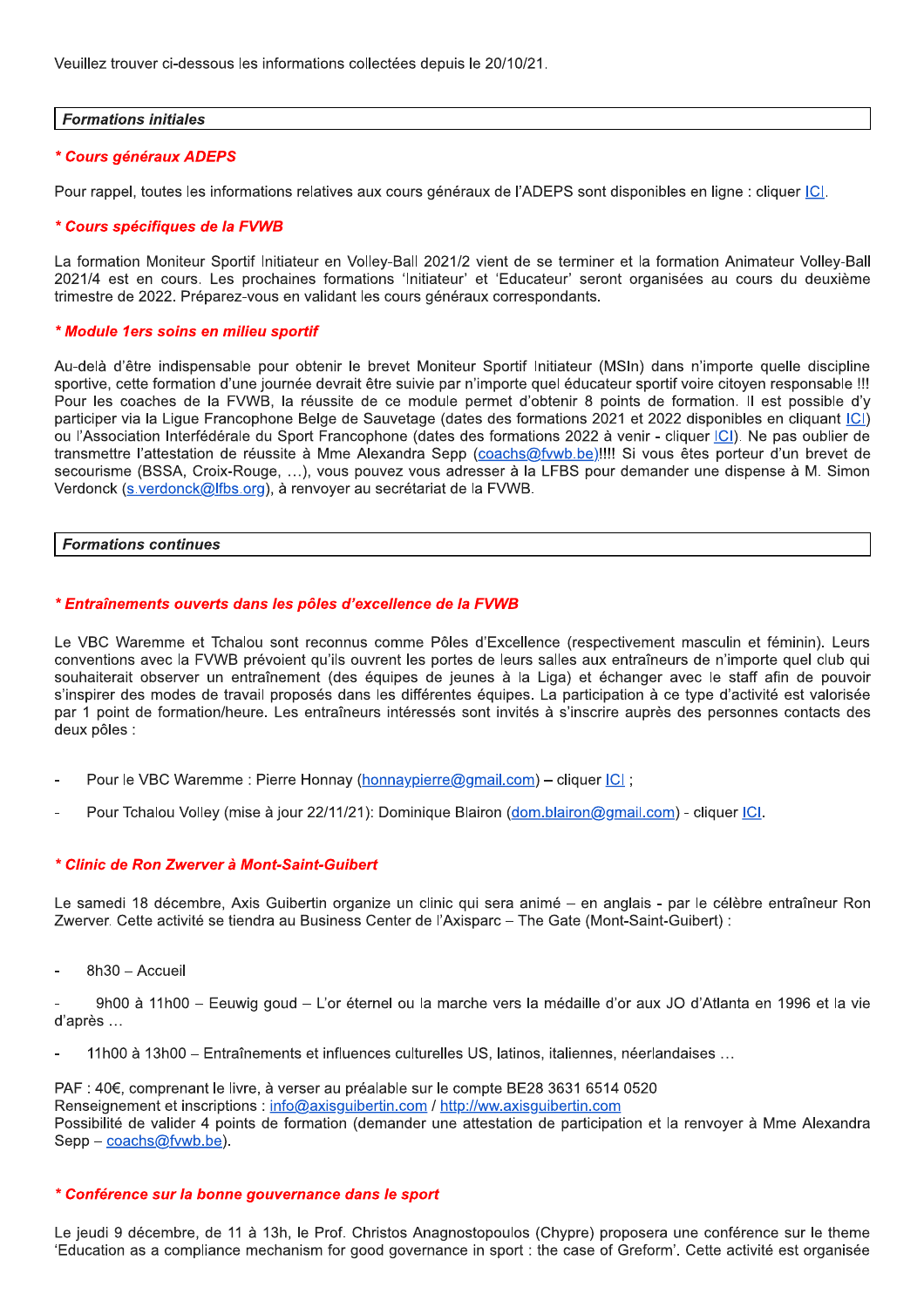Veuillez trouver ci-dessous les informations collectées depuis le 20/10/21.

## *Formations initiales*

### *\* Cours généraux ADEPS*

Pour rappel, toutes les informations relatives aux cours généraux de l'ADEPS sont disponibles en ligne : cliquer ICI.

### *\* Cours spécifiques de la FVWB*

La formation Moniteur Sportif Initiateur en Volley-Ball 2021/2 vient de se terminer et la formation Animateur Volley-Ball 2021/4 est en cours. Les prochaines formations 'Initiateur' et 'Educateur' seront organisées au cours du deuxième trimestre de 2022. Préparez-vous en validant les cours généraux correspondants.

### *\* Module 1ers soins en milieu sportif*

Au-delà d'être indispensable pour obtenir le brevet Moniteur Sportif Initiateur (MSIn) dans n'importe quelle discipline sportive, cette formation d'une journée devrait être suivie par n'importe quel éducateur sportif voire citoyen responsable !!! Pour les coaches de la FVWB, la réussite de ce module permet d'obtenir 8 points de formation. Il est possible d'y participer via la Ligue Francophone Belge de Sauvetage (dates des formations 2021 et 2022 disponibles en cliquant ICI) ou l'Association Interfédérale du Sport Francophone (dates des formations 2022 à venir - cliquer ICI). Ne pas oublier de transmettre l'attestation de réussite à Mme Alexandra Sepp (coachs@fvwb.be)!!!! Si vous êtes porteur d'un brevet de secourisme (BSSA, Croix-Rouge, …), vous pouvez vous adresser à la LFBS pour demander une dispense à M. Simon Verdonck (s.verdonck@lfbs.org), à renvoyer au secrétariat de la FVWB.

## *Formations continues*

### *\* Entraînements ouverts dans les pôles d'excellence de la FVWB*

Le VBC Waremme et Tchalou sont reconnus comme Pôles d'Excellence (respectivement masculin et féminin). Leurs conventions avec la FVWB prévoient qu'ils ouvrent les portes de leurs salles aux entraîneurs de n'importe quel club qui souhaiterait observer un entraînement (des équipes de jeunes à la Liga) et échanger avec le staff afin de pouvoir s'inspirer des modes de travail proposés dans les différentes équipes. La participation à ce type d'activité est valorisée par 1 point de formation/heure. Les entraîneurs intéressés sont invités à s'inscrire auprès des personnes contacts des deux pôles :

- Pour le VBC Waremme : Pierre Honnay (honnaypierre@gmail.com) – cliquer ICI ;
- Pour Tchalou Volley (mise à jour 22/11/21): Dominique Blairon (dom.blairon@gmail.com) - cliquer ICI.

### *\* Clinic de Ron Zwerver à Mont-Saint-Guibert*

Le samedi 18 décembre, Axis Guibertin organize un clinic qui sera animé – en anglais - par le célèbre entraîneur Ron Zwerver. Cette activité se tiendra au Business Center de l'Axisparc – The Gate (Mont-Saint-Guibert) :

- 8h30 – Accueil
- 9h00 à 11h00 – Eeuwig goud – L'or éternel ou la marche vers la médaille d'or aux JO d'Atlanta en 1996 et la vie d'après …
- 11h00 à 13h00 – Entraînements et influences culturelles US, latinos, italiennes, néerlandaises …

PAF : 40€, comprenant le livre, à verser au préalable sur le compte BE28 3631 6514 0520
Renseignement et inscriptions : info@axisguibertin.com / http://ww.axisguibertin.com
Possibilité de valider 4 points de formation (demander une attestation de participation et la renvoyer à Mme Alexandra Sepp – coachs@fvwb.be).

### *\* Conférence sur la bonne gouvernance dans le sport*

Le jeudi 9 décembre, de 11 à 13h, le Prof. Christos Anagnostopoulos (Chypre) proposera une conférence sur le theme 'Education as a compliance mechanism for good governance in sport : the case of Greform'. Cette activité est organisée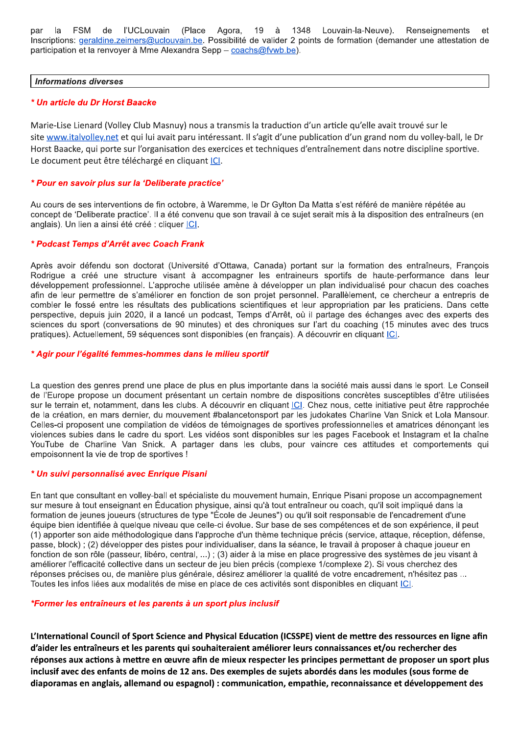par la FSM de l'UCLouvain (Place Agora, 19 à 1348 Louvain-la-Neuve). Renseignements et Inscriptions: geraldine.zeimers@uclouvain.be. Possibilité de valider 2 points de formation (demander une attestation de participation et la renvoyer à Mme Alexandra Sepp – coachs@fvwb.be).

## *Informations diverses*

### *** Un article du Dr Horst Baacke**

Marie-Lise Lienard (Volley Club Masnuy) nous a transmis la traduction d'un article qu'elle avait trouvé sur le site www.italvolley.net et qui lui avait paru intéressant. Il s'agit d'une publication d'un grand nom du volley-ball, le Dr Horst Baacke, qui porte sur l'organisation des exercices et techniques d'entraînement dans notre discipline sportive. Le document peut être téléchargé en cliquant ICI.

### *** Pour en savoir plus sur la 'Deliberate practice'**

Au cours de ses interventions de fin octobre, à Waremme, le Dr Gylton Da Matta s'est référé de manière répétée au concept de 'Deliberate practice'. Il a été convenu que son travail à ce sujet serait mis à la disposition des entraîneurs (en anglais). Un lien a ainsi été créé : cliquer ICI.

### *** Podcast Temps d'Arrêt avec Coach Frank**

Après avoir défendu son doctorat (Université d'Ottawa, Canada) portant sur la formation des entraîneurs, François Rodrigue a créé une structure visant à accompagner les entraineurs sportifs de haute-performance dans leur développement professionnel. L'approche utilisée amène à développer un plan individualisé pour chacun des coaches afin de leur permettre de s'améliorer en fonction de son projet personnel. Parallèlement, ce chercheur a entrepris de combler le fossé entre les résultats des publications scientifiques et leur appropriation par les praticiens. Dans cette perspective, depuis juin 2020, il a lancé un podcast, Temps d'Arrêt, où il partage des échanges avec des experts des sciences du sport (conversations de 90 minutes) et des chroniques sur l'art du coaching (15 minutes avec des trucs pratiques). Actuellement, 59 séquences sont disponibles (en français). A découvrir en cliquant ICI.

### *** Agir pour l'égalité femmes-hommes dans le milieu sportif**

La question des genres prend une place de plus en plus importante dans la société mais aussi dans le sport. Le Conseil de l'Europe propose un document présentant un certain nombre de dispositions concrètes susceptibles d'être utilisées sur le terrain et, notamment, dans les clubs. A découvrir en cliquant ICI. Chez nous, cette initiative peut être rapprochée de la création, en mars dernier, du mouvement #balancetonsport par les judokates Charline Van Snick et Lola Mansour. Celles-ci proposent une compilation de vidéos de témoignages de sportives professionnelles et amatrices dénonçant les violences subies dans le cadre du sport. Les vidéos sont disponibles sur les pages Facebook et Instagram et la chaîne YouTube de Charline Van Snick. A partager dans les clubs, pour vaincre ces attitudes et comportements qui empoisonnent la vie de trop de sportives !

### *** Un suivi personnalisé avec Enrique Pisani**

En tant que consultant en volley-ball et spécialiste du mouvement humain, Enrique Pisani propose un accompagnement sur mesure à tout enseignant en Éducation physique, ainsi qu'à tout entraîneur ou coach, qu'il soit impliqué dans la formation de jeunes joueurs (structures de type "École de Jeunes") ou qu'il soit responsable de l'encadrement d'une équipe bien identifiée à quelque niveau que celle-ci évolue. Sur base de ses compétences et de son expérience, il peut (1) apporter son aide méthodologique dans l'approche d'un thème technique précis (service, attaque, réception, défense, passe, block) ; (2) développer des pistes pour individualiser, dans la séance, le travail à proposer à chaque joueur en fonction de son rôle (passeur, libéro, central, ...) ; (3) aider à la mise en place progressive des systèmes de jeu visant à améliorer l'efficacité collective dans un secteur de jeu bien précis (complexe 1/complexe 2). Si vous cherchez des réponses précises ou, de manière plus générale, désirez améliorer la qualité de votre encadrement, n'hésitez pas ... Toutes les infos liées aux modalités de mise en place de ces activités sont disponibles en cliquant ICI.

### ***Former les entraîneurs et les parents à un sport plus inclusif**

**L'International Council of Sport Science and Physical Education (ICSSPE) vient de mettre des ressources en ligne afin d'aider les entraîneurs et les parents qui souhaiteraient améliorer leurs connaissances et/ou rechercher des réponses aux actions à mettre en œuvre afin de mieux respecter les principes permettant de proposer un sport plus inclusif avec des enfants de moins de 12 ans. Des exemples de sujets abordés dans les modules (sous forme de diaporamas en anglais, allemand ou espagnol) : communication, empathie, reconnaissance et développement des**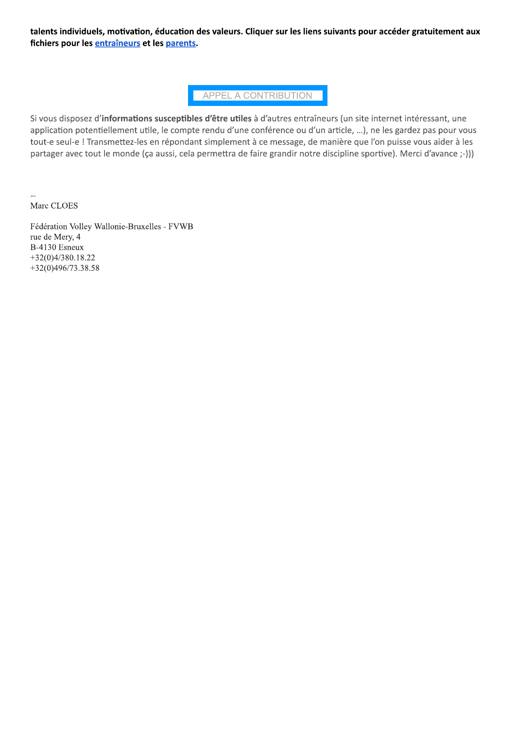**talents individuels, motivation, éducation des valeurs. Cliquer sur les liens suivants pour accéder gratuitement aux fichiers pour les entraîneurs et les parents.**

APPEL A CONTRIBUTION

Si vous disposez d'**informations susceptibles d'être utiles** à d'autres entraîneurs (un site internet intéressant, une application potentiellement utile, le compte rendu d'une conférence ou d'un article, …), ne les gardez pas pour vous tout-e seul-e ! Transmettez-les en répondant simplement à ce message, de manière que l'on puisse vous aider à les partager avec tout le monde (ça aussi, cela permettra de faire grandir notre discipline sportive). Merci d'avance ;-)))

--
Marc CLOES

Fédération Volley Wallonie-Bruxelles - FVWB
rue de Mery, 4
B-4130 Esneux
+32(0)4/380.18.22
+32(0)496/73.38.58